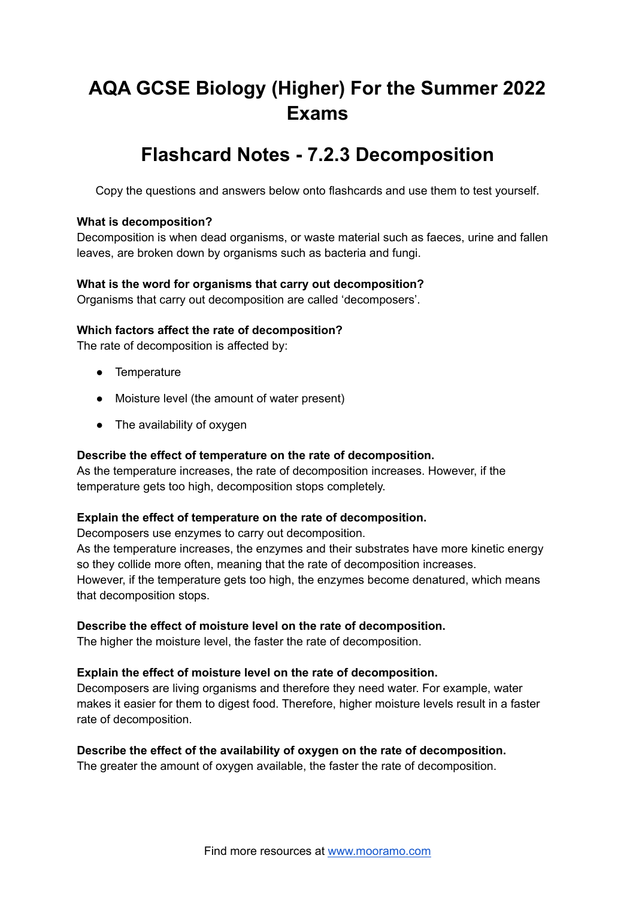# AQA GCSE Biology (Higher) For the Summer 2022 Exams

## Flashcard Notes - 7.2.3 Decomposition

Copy the questions and answers below onto flashcards and use them to test yourself.

**What is decomposition?**
Decomposition is when dead organisms, or waste material such as faeces, urine and fallen leaves, are broken down by organisms such as bacteria and fungi.

**What is the word for organisms that carry out decomposition?**
Organisms that carry out decomposition are called 'decomposers'.

**Which factors affect the rate of decomposition?**
The rate of decomposition is affected by:

- Temperature
- Moisture level (the amount of water present)
- The availability of oxygen

**Describe the effect of temperature on the rate of decomposition.**
As the temperature increases, the rate of decomposition increases. However, if the temperature gets too high, decomposition stops completely.

**Explain the effect of temperature on the rate of decomposition.**
Decomposers use enzymes to carry out decomposition.
As the temperature increases, the enzymes and their substrates have more kinetic energy so they collide more often, meaning that the rate of decomposition increases.
However, if the temperature gets too high, the enzymes become denatured, which means that decomposition stops.

**Describe the effect of moisture level on the rate of decomposition.**
The higher the moisture level, the faster the rate of decomposition.

**Explain the effect of moisture level on the rate of decomposition.**
Decomposers are living organisms and therefore they need water. For example, water makes it easier for them to digest food. Therefore, higher moisture levels result in a faster rate of decomposition.

**Describe the effect of the availability of oxygen on the rate of decomposition.**
The greater the amount of oxygen available, the faster the rate of decomposition.

Find more resources at www.mooramo.com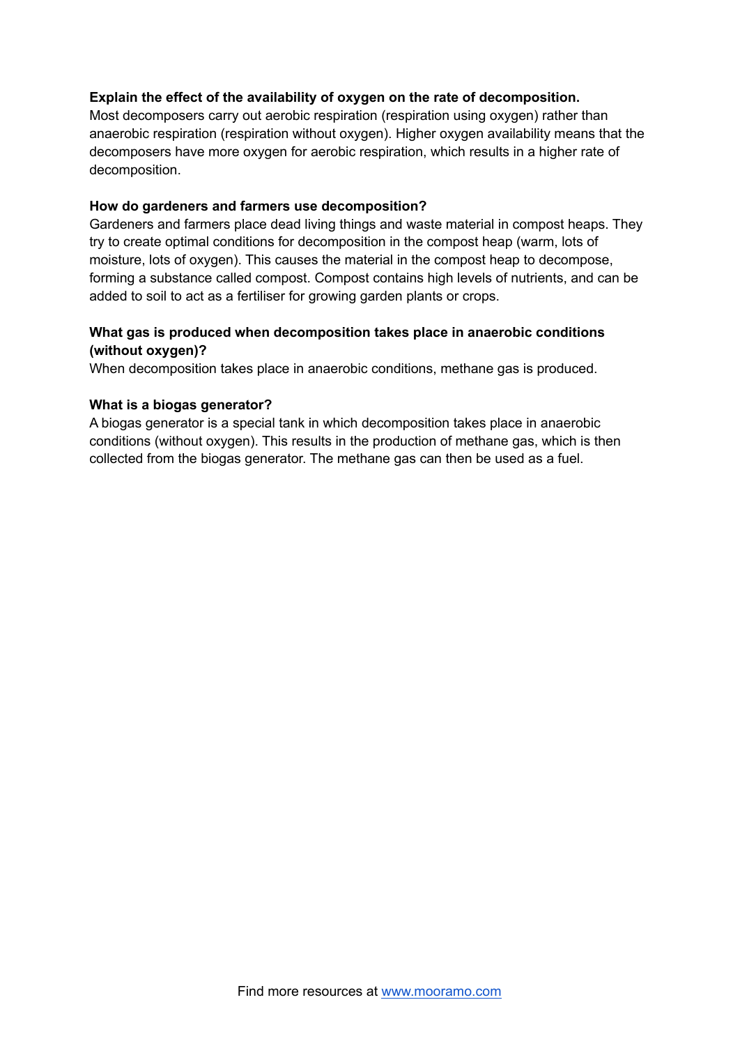**Explain the effect of the availability of oxygen on the rate of decomposition.**
Most decomposers carry out aerobic respiration (respiration using oxygen) rather than anaerobic respiration (respiration without oxygen). Higher oxygen availability means that the decomposers have more oxygen for aerobic respiration, which results in a higher rate of decomposition.

**How do gardeners and farmers use decomposition?**
Gardeners and farmers place dead living things and waste material in compost heaps. They try to create optimal conditions for decomposition in the compost heap (warm, lots of moisture, lots of oxygen). This causes the material in the compost heap to decompose, forming a substance called compost. Compost contains high levels of nutrients, and can be added to soil to act as a fertiliser for growing garden plants or crops.

**What gas is produced when decomposition takes place in anaerobic conditions (without oxygen)?**
When decomposition takes place in anaerobic conditions, methane gas is produced.

**What is a biogas generator?**
A biogas generator is a special tank in which decomposition takes place in anaerobic conditions (without oxygen). This results in the production of methane gas, which is then collected from the biogas generator. The methane gas can then be used as a fuel.

Find more resources at www.mooramo.com